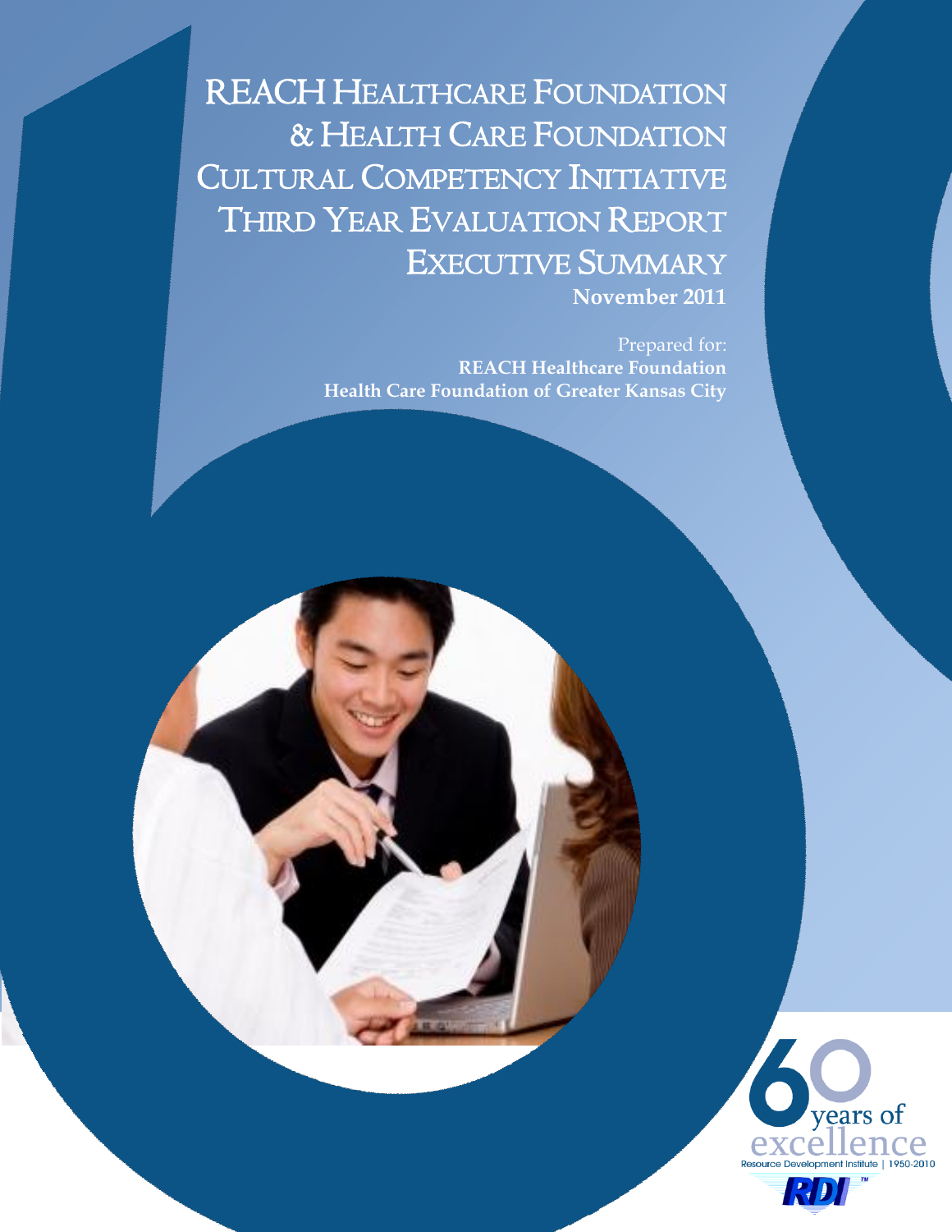# REACH Healthcare Foundation & Health Care Foundation Cultural Competency Initiative Third Year Evaluation Report Executive Summary

**November 2011**

Prepared for:
**REACH Healthcare Foundation**
**Health Care Foundation of Greater Kansas City**

60 years of excellence
Resource Development Institute | 1950-2010

RDI™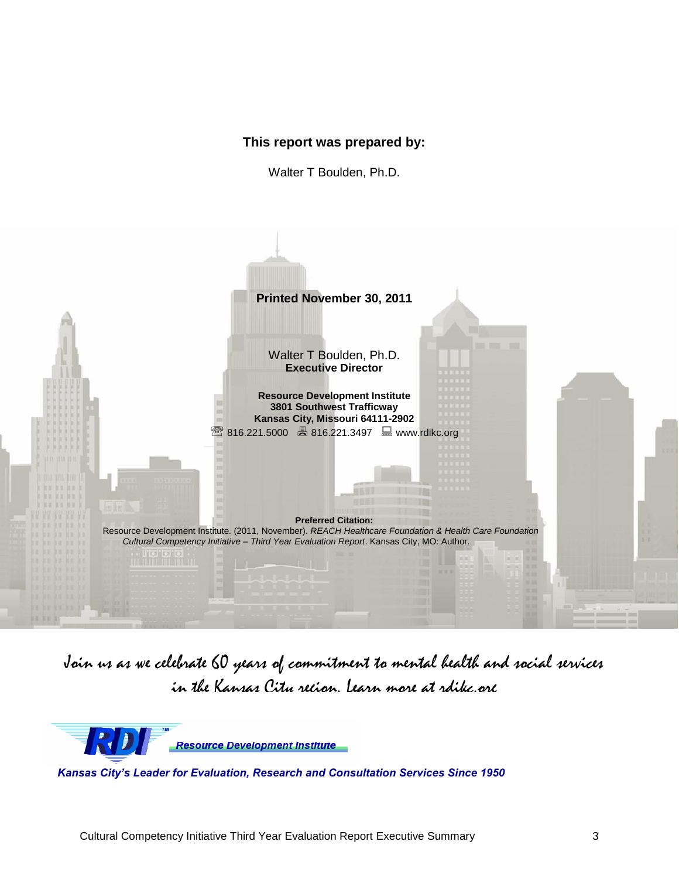**This report was prepared by:**

Walter T Boulden, Ph.D.

**Printed November 30, 2011**

Walter T Boulden, Ph.D.
**Executive Director**

**Resource Development Institute**
**3801 Southwest Trafficway**
**Kansas City, Missouri 64111-2902**
816.221.5000 816.221.3497 www.rdikc.org

**Preferred Citation:**
Resource Development Institute. (2011, November). *REACH Healthcare Foundation & Health Care Foundation Cultural Competency Initiative – Third Year Evaluation Report*. Kansas City, MO: Author.

*Join us as we celebrate 60 years of commitment to mental health and social services in the Kansas City region. Learn more at rdikc.org*

RDI™ *Resource Development Institute*

***Kansas City's Leader for Evaluation, Research and Consultation Services Since 1950***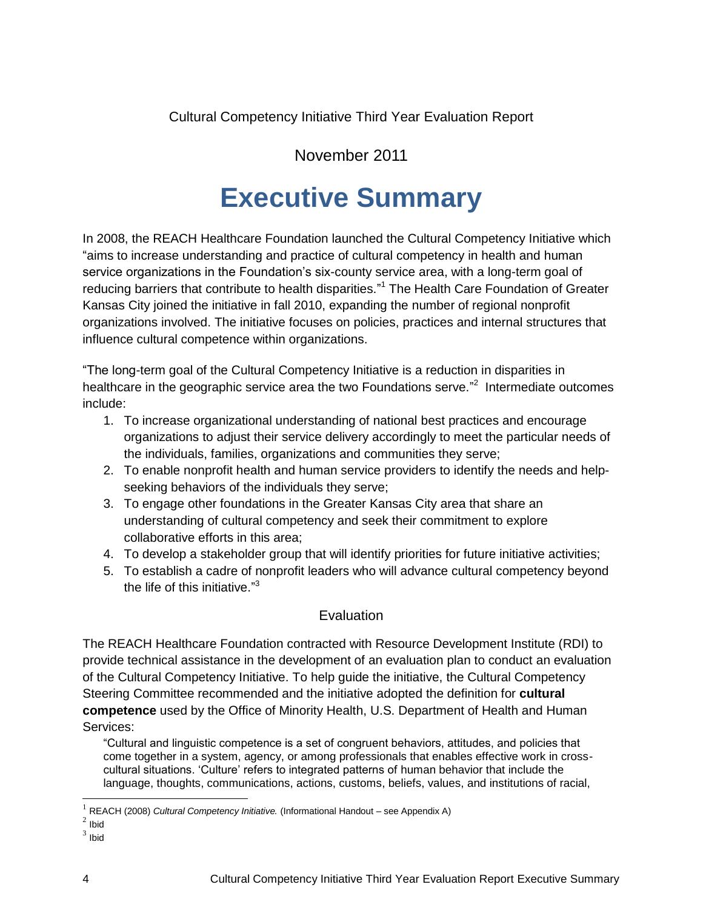Cultural Competency Initiative Third Year Evaluation Report

November 2011

# Executive Summary

In 2008, the REACH Healthcare Foundation launched the Cultural Competency Initiative which "aims to increase understanding and practice of cultural competency in health and human service organizations in the Foundation's six-county service area, with a long-term goal of reducing barriers that contribute to health disparities."[1] The Health Care Foundation of Greater Kansas City joined the initiative in fall 2010, expanding the number of regional nonprofit organizations involved. The initiative focuses on policies, practices and internal structures that influence cultural competence within organizations.

"The long-term goal of the Cultural Competency Initiative is a reduction in disparities in healthcare in the geographic service area the two Foundations serve."[2] Intermediate outcomes include:

1. To increase organizational understanding of national best practices and encourage organizations to adjust their service delivery accordingly to meet the particular needs of the individuals, families, organizations and communities they serve;
2. To enable nonprofit health and human service providers to identify the needs and help-seeking behaviors of the individuals they serve;
3. To engage other foundations in the Greater Kansas City area that share an understanding of cultural competency and seek their commitment to explore collaborative efforts in this area;
4. To develop a stakeholder group that will identify priorities for future initiative activities;
5. To establish a cadre of nonprofit leaders who will advance cultural competency beyond the life of this initiative."[3]

## Evaluation

The REACH Healthcare Foundation contracted with Resource Development Institute (RDI) to provide technical assistance in the development of an evaluation plan to conduct an evaluation of the Cultural Competency Initiative. To help guide the initiative, the Cultural Competency Steering Committee recommended and the initiative adopted the definition for **cultural competence** used by the Office of Minority Health, U.S. Department of Health and Human Services:

> "Cultural and linguistic competence is a set of congruent behaviors, attitudes, and policies that come together in a system, agency, or among professionals that enables effective work in cross-cultural situations. 'Culture' refers to integrated patterns of human behavior that include the language, thoughts, communications, actions, customs, beliefs, values, and institutions of racial,

[1] REACH (2008) *Cultural Competency Initiative.* (Informational Handout – see Appendix A)

[2] Ibid

[3] Ibid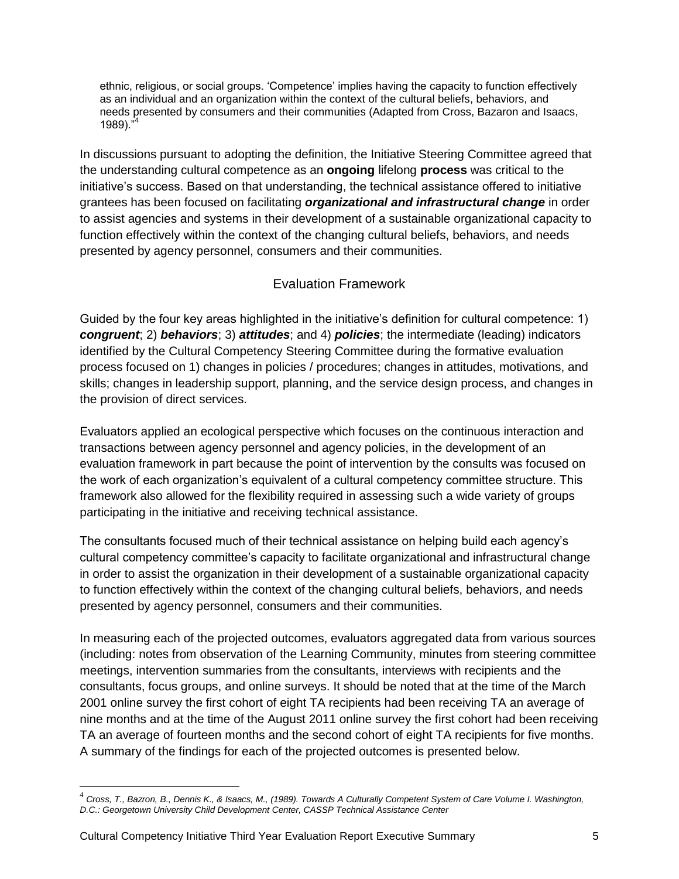ethnic, religious, or social groups. 'Competence' implies having the capacity to function effectively as an individual and an organization within the context of the cultural beliefs, behaviors, and needs presented by consumers and their communities (Adapted from Cross, Bazaron and Isaacs, 1989)."[4]

In discussions pursuant to adopting the definition, the Initiative Steering Committee agreed that the understanding cultural competence as an **ongoing** lifelong **process** was critical to the initiative's success. Based on that understanding, the technical assistance offered to initiative grantees has been focused on facilitating ***organizational and infrastructural change*** in order to assist agencies and systems in their development of a sustainable organizational capacity to function effectively within the context of the changing cultural beliefs, behaviors, and needs presented by agency personnel, consumers and their communities.

## Evaluation Framework

Guided by the four key areas highlighted in the initiative's definition for cultural competence: 1) ***congruent***; 2) ***behaviors***; 3) ***attitudes***; and 4) ***policies***; the intermediate (leading) indicators identified by the Cultural Competency Steering Committee during the formative evaluation process focused on 1) changes in policies / procedures; changes in attitudes, motivations, and skills; changes in leadership support, planning, and the service design process, and changes in the provision of direct services.

Evaluators applied an ecological perspective which focuses on the continuous interaction and transactions between agency personnel and agency policies, in the development of an evaluation framework in part because the point of intervention by the consults was focused on the work of each organization's equivalent of a cultural competency committee structure. This framework also allowed for the flexibility required in assessing such a wide variety of groups participating in the initiative and receiving technical assistance.

The consultants focused much of their technical assistance on helping build each agency's cultural competency committee's capacity to facilitate organizational and infrastructural change in order to assist the organization in their development of a sustainable organizational capacity to function effectively within the context of the changing cultural beliefs, behaviors, and needs presented by agency personnel, consumers and their communities.

In measuring each of the projected outcomes, evaluators aggregated data from various sources (including: notes from observation of the Learning Community, minutes from steering committee meetings, intervention summaries from the consultants, interviews with recipients and the consultants, focus groups, and online surveys. It should be noted that at the time of the March 2001 online survey the first cohort of eight TA recipients had been receiving TA an average of nine months and at the time of the August 2011 online survey the first cohort had been receiving TA an average of fourteen months and the second cohort of eight TA recipients for five months. A summary of the findings for each of the projected outcomes is presented below.

---

[4] *Cross, T., Bazron, B., Dennis K., & Isaacs, M., (1989). Towards A Culturally Competent System of Care Volume I. Washington, D.C.: Georgetown University Child Development Center, CASSP Technical Assistance Center*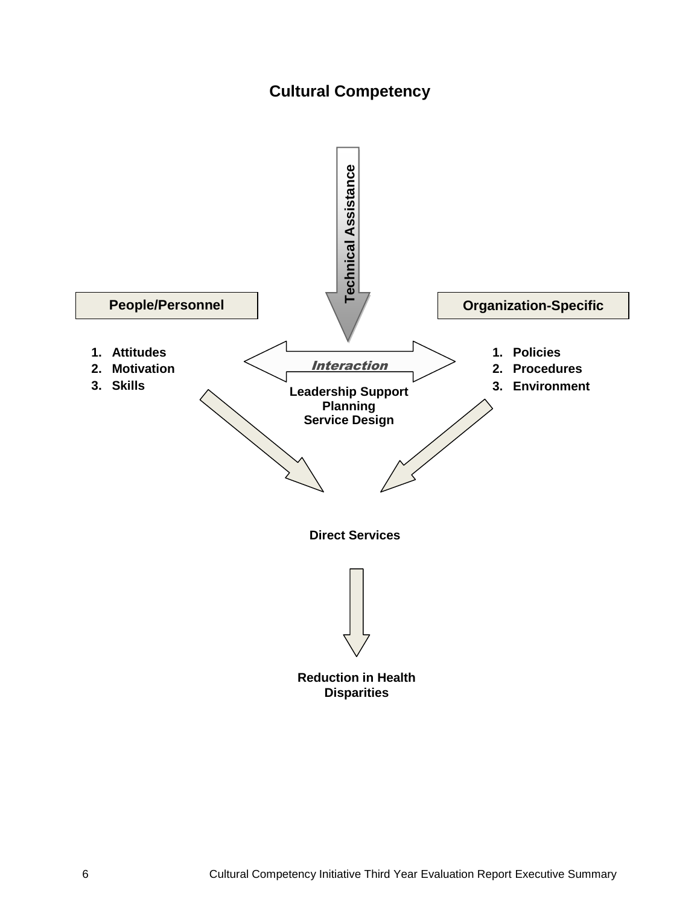## Cultural Competency

Technical Assistance

**People/Personnel**

1. **Attitudes**
2. **Motivation**
3. **Skills**

*Interaction*

**Leadership Support**
**Planning**
**Service Design**

**Organization-Specific**

1. **Policies**
2. **Procedures**
3. **Environment**

**Direct Services**

**Reduction in Health Disparities**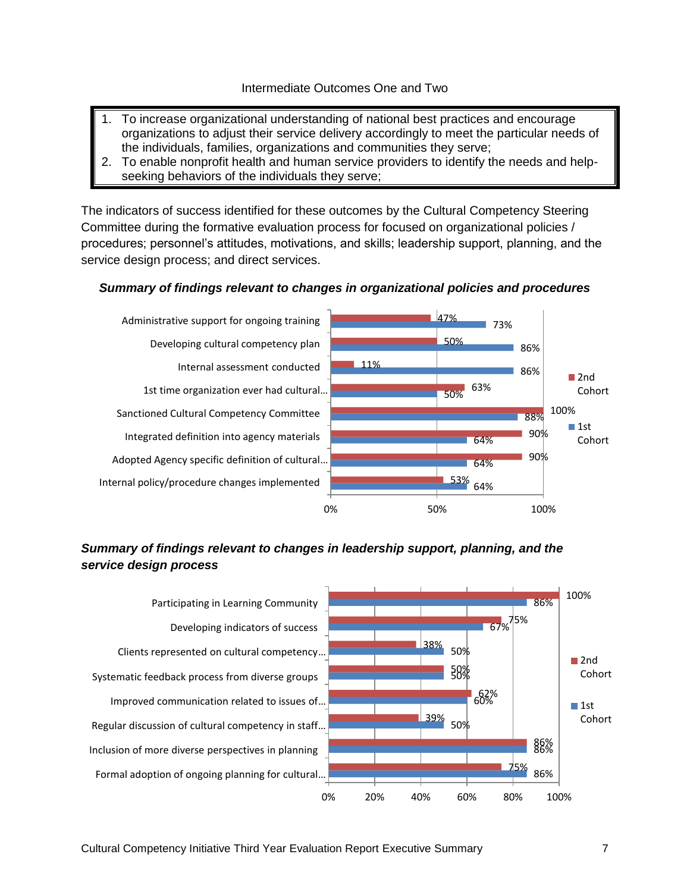Intermediate Outcomes One and Two

1. To increase organizational understanding of national best practices and encourage organizations to adjust their service delivery accordingly to meet the particular needs of the individuals, families, organizations and communities they serve;
2. To enable nonprofit health and human service providers to identify the needs and help-seeking behaviors of the individuals they serve;

The indicators of success identified for these outcomes by the Cultural Competency Steering Committee during the formative evaluation process for focused on organizational policies / procedures; personnel's attitudes, motivations, and skills; leadership support, planning, and the service design process; and direct services.

***Summary of findings relevant to changes in organizational policies and procedures***

| Indicator | 2nd Cohort | 1st Cohort |
|---|---|---|
| Administrative support for ongoing training | 47% | 73% |
| Developing cultural competency plan | 50% | 86% |
| Internal assessment conducted | 11% | 86% |
| 1st time organization ever had cultural… | 63% | 50% |
| Sanctioned Cultural Competency Committee | 100% | 88% |
| Integrated definition into agency materials | 90% | 64% |
| Adopted Agency specific definition of cultural… | 90% | 64% |
| Internal policy/procedure changes implemented | 53% | 64% |

***Summary of findings relevant to changes in leadership support, planning, and the service design process***

| Indicator | 2nd Cohort | 1st Cohort |
|---|---|---|
| Participating in Learning Community | 100% | 86% |
| Developing indicators of success | 75% | 67% |
| Clients represented on cultural competency… | 38% | 50% |
| Systematic feedback process from diverse groups | 50% | 50% |
| Improved communication related to issues of… | 62% | 60% |
| Regular discussion of cultural competency in staff… | 39% | 50% |
| Inclusion of more diverse perspectives in planning | 86% | 86% |
| Formal adoption of ongoing planning for cultural… | 75% | 86% |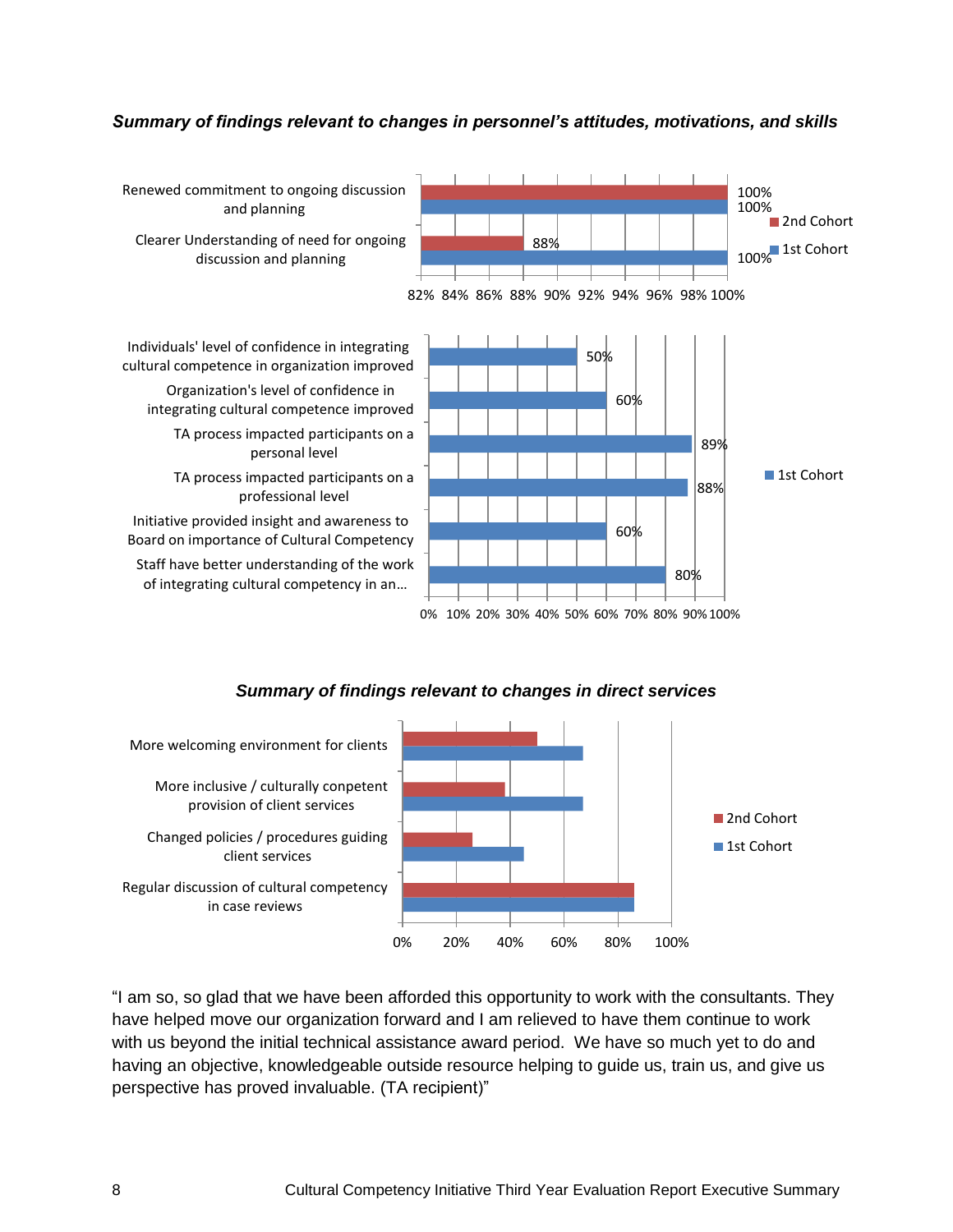***Summary of findings relevant to changes in personnel's attitudes, motivations, and skills***

| | 2nd Cohort | 1st Cohort |
|---|---|---|
| Renewed commitment to ongoing discussion and planning | 100% | 100% |
| Clearer Understanding of need for ongoing discussion and planning | 88% | 100% |

| | 1st Cohort |
|---|---|
| Individuals' level of confidence in integrating cultural competence in organization improved | 50% |
| Organization's level of confidence in integrating cultural competence improved | 60% |
| TA process impacted participants on a personal level | 89% |
| TA process impacted participants on a professional level | 88% |
| Initiative provided insight and awareness to Board on importance of Cultural Competency | 60% |
| Staff have better understanding of the work of integrating cultural competency in an… | 80% |

***Summary of findings relevant to changes in direct services***

Bar chart (2nd Cohort and 1st Cohort; axis 0%–100%) with categories:

- More welcoming environment for clients
- More inclusive / culturally conpetent provision of client services
- Changed policies / procedures guiding client services
- Regular discussion of cultural competency in case reviews

"I am so, so glad that we have been afforded this opportunity to work with the consultants. They have helped move our organization forward and I am relieved to have them continue to work with us beyond the initial technical assistance award period. We have so much yet to do and having an objective, knowledgeable outside resource helping to guide us, train us, and give us perspective has proved invaluable. (TA recipient)"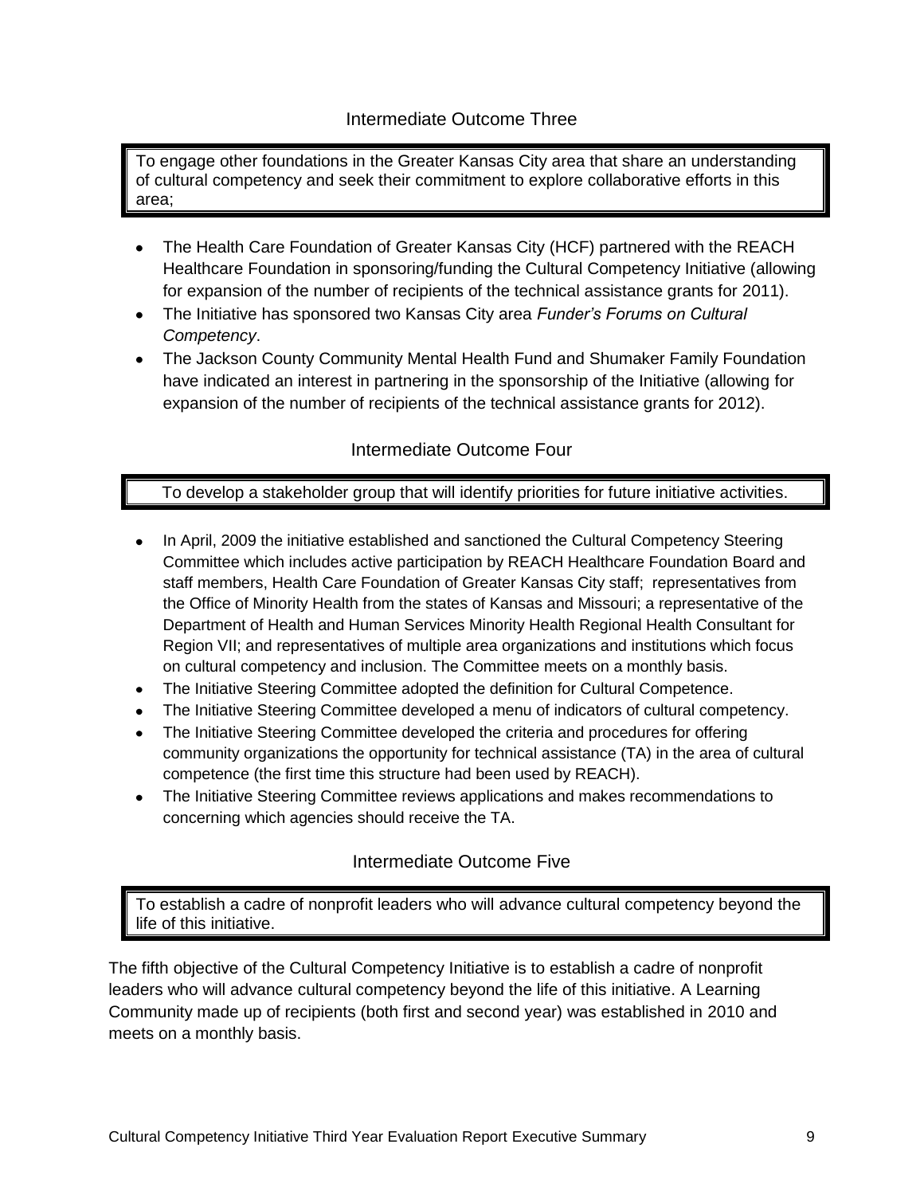### Intermediate Outcome Three

> To engage other foundations in the Greater Kansas City area that share an understanding of cultural competency and seek their commitment to explore collaborative efforts in this area;

- The Health Care Foundation of Greater Kansas City (HCF) partnered with the REACH Healthcare Foundation in sponsoring/funding the Cultural Competency Initiative (allowing for expansion of the number of recipients of the technical assistance grants for 2011).
- The Initiative has sponsored two Kansas City area *Funder's Forums on Cultural Competency*.
- The Jackson County Community Mental Health Fund and Shumaker Family Foundation have indicated an interest in partnering in the sponsorship of the Initiative (allowing for expansion of the number of recipients of the technical assistance grants for 2012).

### Intermediate Outcome Four

> To develop a stakeholder group that will identify priorities for future initiative activities.

- In April, 2009 the initiative established and sanctioned the Cultural Competency Steering Committee which includes active participation by REACH Healthcare Foundation Board and staff members, Health Care Foundation of Greater Kansas City staff; representatives from the Office of Minority Health from the states of Kansas and Missouri; a representative of the Department of Health and Human Services Minority Health Regional Health Consultant for Region VII; and representatives of multiple area organizations and institutions which focus on cultural competency and inclusion. The Committee meets on a monthly basis.
- The Initiative Steering Committee adopted the definition for Cultural Competence.
- The Initiative Steering Committee developed a menu of indicators of cultural competency.
- The Initiative Steering Committee developed the criteria and procedures for offering community organizations the opportunity for technical assistance (TA) in the area of cultural competence (the first time this structure had been used by REACH).
- The Initiative Steering Committee reviews applications and makes recommendations to concerning which agencies should receive the TA.

### Intermediate Outcome Five

> To establish a cadre of nonprofit leaders who will advance cultural competency beyond the life of this initiative.

The fifth objective of the Cultural Competency Initiative is to establish a cadre of nonprofit leaders who will advance cultural competency beyond the life of this initiative. A Learning Community made up of recipients (both first and second year) was established in 2010 and meets on a monthly basis.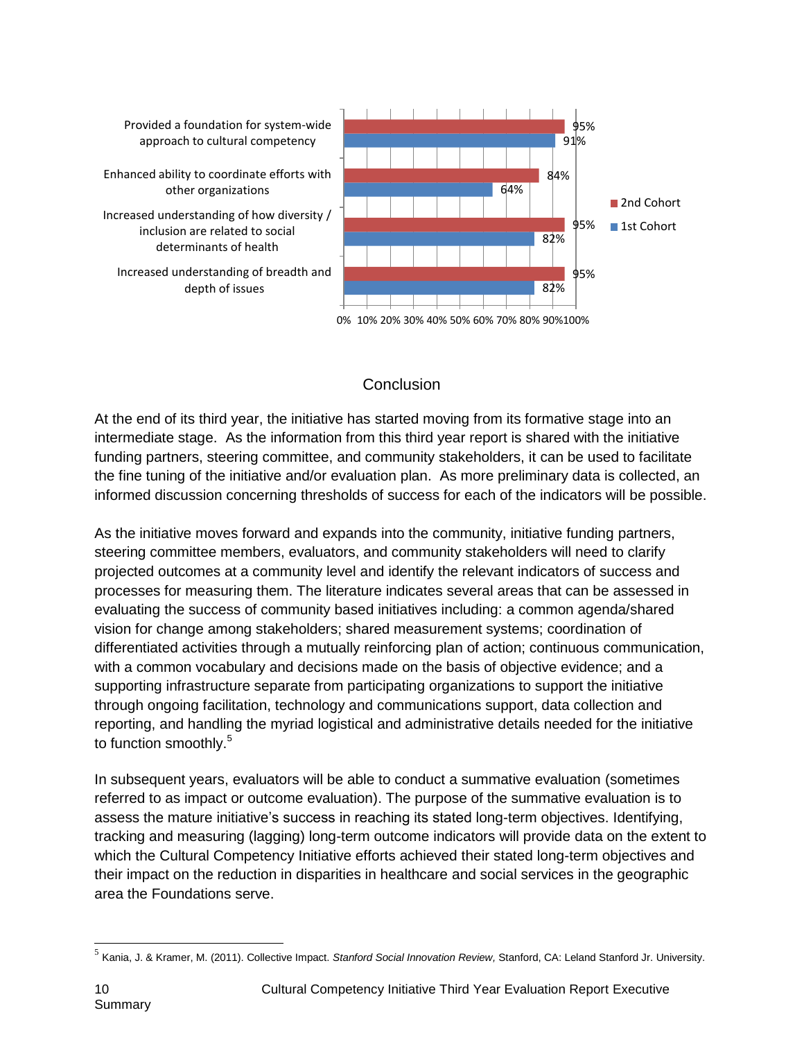Provided a foundation for system-wide approach to cultural competency

95%

91%

Enhanced ability to coordinate efforts with other organizations

84%

64%

Increased understanding of how diversity / inclusion are related to social determinants of health

95%

82%

Increased understanding of breadth and depth of issues

95%

82%

0% 10% 20% 30% 40% 50% 60% 70% 80% 90% 100%

2nd Cohort

1st Cohort

## Conclusion

At the end of its third year, the initiative has started moving from its formative stage into an intermediate stage. As the information from this third year report is shared with the initiative funding partners, steering committee, and community stakeholders, it can be used to facilitate the fine tuning of the initiative and/or evaluation plan. As more preliminary data is collected, an informed discussion concerning thresholds of success for each of the indicators will be possible.

As the initiative moves forward and expands into the community, initiative funding partners, steering committee members, evaluators, and community stakeholders will need to clarify projected outcomes at a community level and identify the relevant indicators of success and processes for measuring them. The literature indicates several areas that can be assessed in evaluating the success of community based initiatives including: a common agenda/shared vision for change among stakeholders; shared measurement systems; coordination of differentiated activities through a mutually reinforcing plan of action; continuous communication, with a common vocabulary and decisions made on the basis of objective evidence; and a supporting infrastructure separate from participating organizations to support the initiative through ongoing facilitation, technology and communications support, data collection and reporting, and handling the myriad logistical and administrative details needed for the initiative to function smoothly.[5]

In subsequent years, evaluators will be able to conduct a summative evaluation (sometimes referred to as impact or outcome evaluation). The purpose of the summative evaluation is to assess the mature initiative's success in reaching its stated long-term objectives. Identifying, tracking and measuring (lagging) long-term outcome indicators will provide data on the extent to which the Cultural Competency Initiative efforts achieved their stated long-term objectives and their impact on the reduction in disparities in healthcare and social services in the geographic area the Foundations serve.

---

[5] Kania, J. & Kramer, M. (2011). Collective Impact. *Stanford Social Innovation Review,* Stanford, CA: Leland Stanford Jr. University.